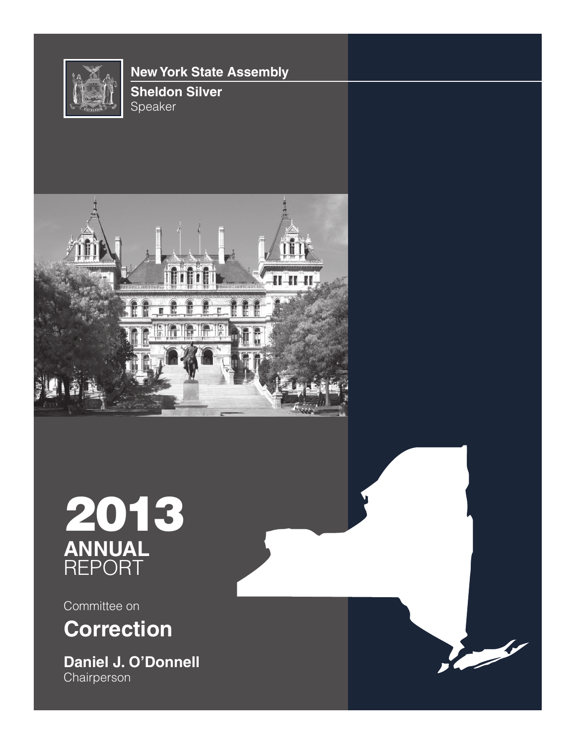**New York State Assembly**

**Sheldon Silver**
Speaker

# 2013
## ANNUAL
REPORT

Committee on

## Correction

**Daniel J. O'Donnell**
Chairperson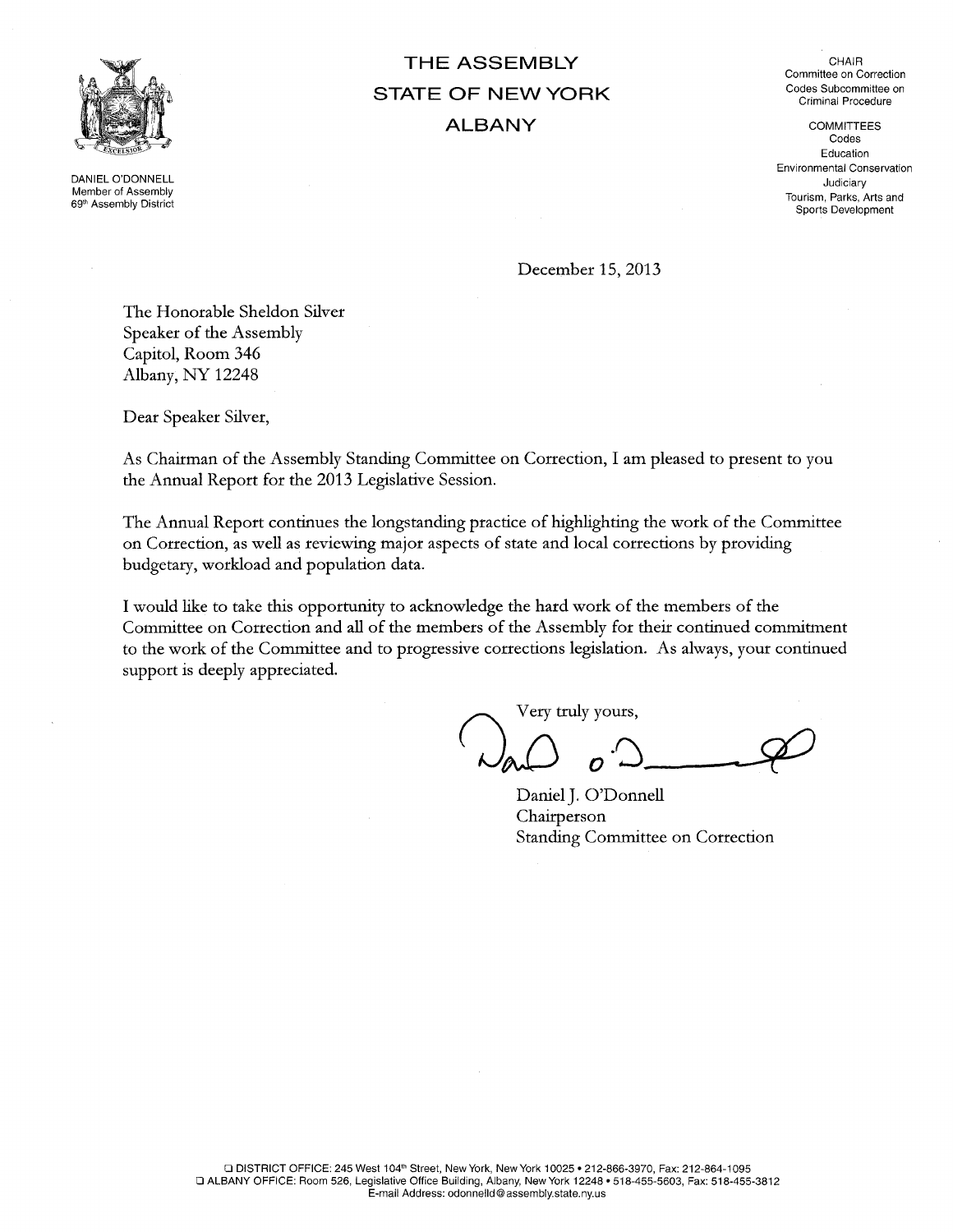# THE ASSEMBLY
# STATE OF NEW YORK
# ALBANY

DANIEL O'DONNELL
Member of Assembly
69th Assembly District

CHAIR
Committee on Correction
Codes Subcommittee on Criminal Procedure

COMMITTEES
Codes
Education
Environmental Conservation
Judiciary
Tourism, Parks, Arts and Sports Development

December 15, 2013

The Honorable Sheldon Silver
Speaker of the Assembly
Capitol, Room 346
Albany, NY 12248

Dear Speaker Silver,

As Chairman of the Assembly Standing Committee on Correction, I am pleased to present to you the Annual Report for the 2013 Legislative Session.

The Annual Report continues the longstanding practice of highlighting the work of the Committee on Correction, as well as reviewing major aspects of state and local corrections by providing budgetary, workload and population data.

I would like to take this opportunity to acknowledge the hard work of the members of the Committee on Correction and all of the members of the Assembly for their continued commitment to the work of the Committee and to progressive corrections legislation. As always, your continued support is deeply appreciated.

Very truly yours,

Daniel J. O'Donnell
Chairperson
Standing Committee on Correction

❑ DISTRICT OFFICE: 245 West 104th Street, New York, New York 10025 • 212-866-3970, Fax: 212-864-1095
❑ ALBANY OFFICE: Room 526, Legislative Office Building, Albany, New York 12248 • 518-455-5603, Fax: 518-455-3812
E-mail Address: odonnelld@assembly.state.ny.us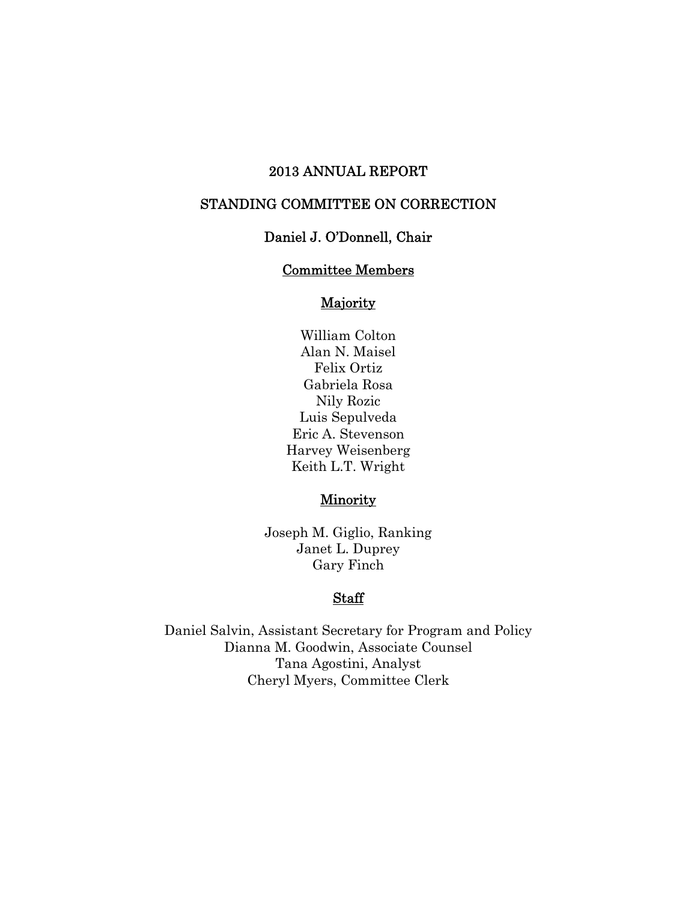# 2013 ANNUAL REPORT

# STANDING COMMITTEE ON CORRECTION

## Daniel J. O'Donnell, Chair

### Committee Members

#### Majority

William Colton
Alan N. Maisel
Felix Ortiz
Gabriela Rosa
Nily Rozic
Luis Sepulveda
Eric A. Stevenson
Harvey Weisenberg
Keith L.T. Wright

#### Minority

Joseph M. Giglio, Ranking
Janet L. Duprey
Gary Finch

#### Staff

Daniel Salvin, Assistant Secretary for Program and Policy
Dianna M. Goodwin, Associate Counsel
Tana Agostini, Analyst
Cheryl Myers, Committee Clerk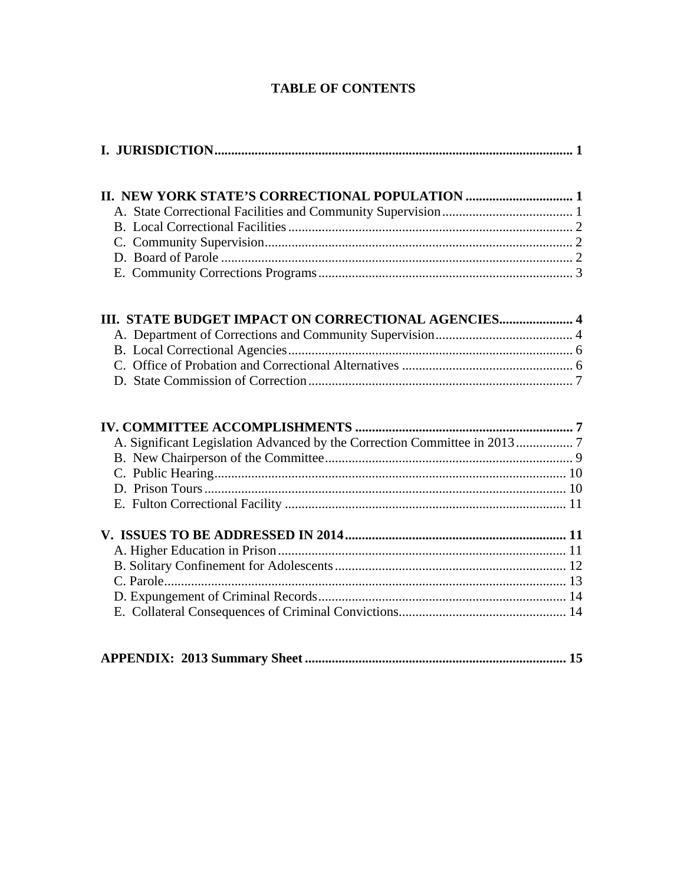# TABLE OF CONTENTS

**I. JURISDICTION** .......... **1**

**II. NEW YORK STATE'S CORRECTIONAL POPULATION** .......... **1**

- A. State Correctional Facilities and Community Supervision .......... 1
- B. Local Correctional Facilities .......... 2
- C. Community Supervision .......... 2
- D. Board of Parole .......... 2
- E. Community Corrections Programs .......... 3

**III. STATE BUDGET IMPACT ON CORRECTIONAL AGENCIES** .......... **4**

- A. Department of Corrections and Community Supervision .......... 4
- B. Local Correctional Agencies .......... 6
- C. Office of Probation and Correctional Alternatives .......... 6
- D. State Commission of Correction .......... 7

**IV. COMMITTEE ACCOMPLISHMENTS** .......... **7**

- A. Significant Legislation Advanced by the Correction Committee in 2013 .......... 7
- B. New Chairperson of the Committee .......... 9
- C. Public Hearing .......... 10
- D. Prison Tours .......... 10
- E. Fulton Correctional Facility .......... 11

**V. ISSUES TO BE ADDRESSED IN 2014** .......... **11**

- A. Higher Education in Prison .......... 11
- B. Solitary Confinement for Adolescents .......... 12
- C. Parole .......... 13
- D. Expungement of Criminal Records .......... 14
- E. Collateral Consequences of Criminal Convictions .......... 14

**APPENDIX: 2013 Summary Sheet** .......... **15**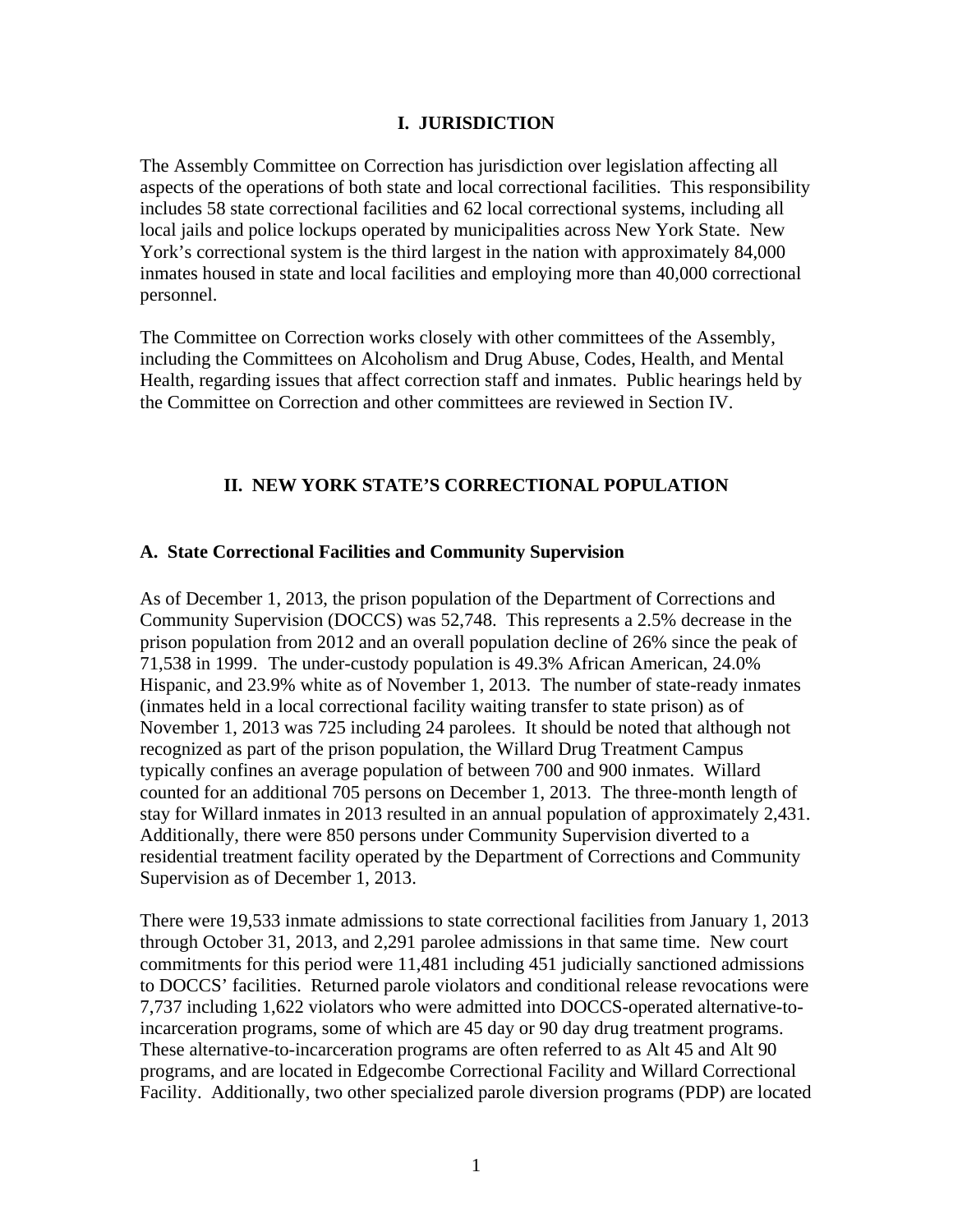## I. JURISDICTION

The Assembly Committee on Correction has jurisdiction over legislation affecting all aspects of the operations of both state and local correctional facilities. This responsibility includes 58 state correctional facilities and 62 local correctional systems, including all local jails and police lockups operated by municipalities across New York State. New York's correctional system is the third largest in the nation with approximately 84,000 inmates housed in state and local facilities and employing more than 40,000 correctional personnel.

The Committee on Correction works closely with other committees of the Assembly, including the Committees on Alcoholism and Drug Abuse, Codes, Health, and Mental Health, regarding issues that affect correction staff and inmates. Public hearings held by the Committee on Correction and other committees are reviewed in Section IV.

## II. NEW YORK STATE'S CORRECTIONAL POPULATION

### A. State Correctional Facilities and Community Supervision

As of December 1, 2013, the prison population of the Department of Corrections and Community Supervision (DOCCS) was 52,748. This represents a 2.5% decrease in the prison population from 2012 and an overall population decline of 26% since the peak of 71,538 in 1999. The under-custody population is 49.3% African American, 24.0% Hispanic, and 23.9% white as of November 1, 2013. The number of state-ready inmates (inmates held in a local correctional facility waiting transfer to state prison) as of November 1, 2013 was 725 including 24 parolees. It should be noted that although not recognized as part of the prison population, the Willard Drug Treatment Campus typically confines an average population of between 700 and 900 inmates. Willard counted for an additional 705 persons on December 1, 2013. The three-month length of stay for Willard inmates in 2013 resulted in an annual population of approximately 2,431. Additionally, there were 850 persons under Community Supervision diverted to a residential treatment facility operated by the Department of Corrections and Community Supervision as of December 1, 2013.

There were 19,533 inmate admissions to state correctional facilities from January 1, 2013 through October 31, 2013, and 2,291 parolee admissions in that same time. New court commitments for this period were 11,481 including 451 judicially sanctioned admissions to DOCCS' facilities. Returned parole violators and conditional release revocations were 7,737 including 1,622 violators who were admitted into DOCCS-operated alternative-to-incarceration programs, some of which are 45 day or 90 day drug treatment programs. These alternative-to-incarceration programs are often referred to as Alt 45 and Alt 90 programs, and are located in Edgecombe Correctional Facility and Willard Correctional Facility. Additionally, two other specialized parole diversion programs (PDP) are located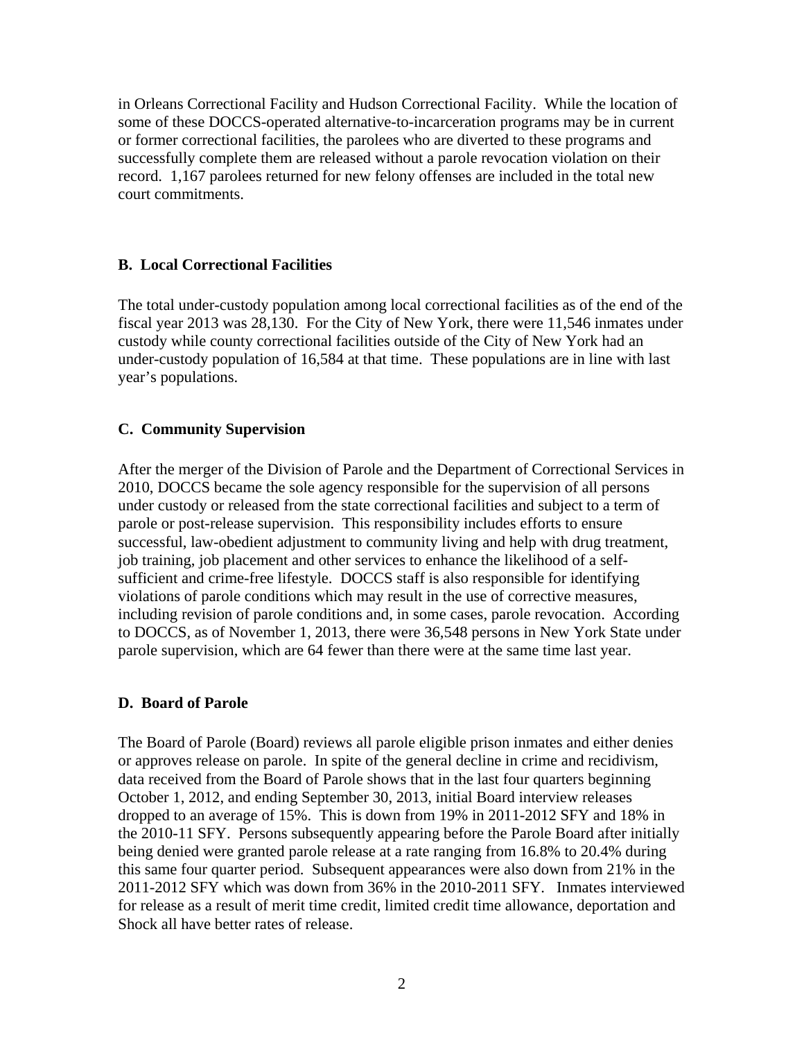in Orleans Correctional Facility and Hudson Correctional Facility. While the location of some of these DOCCS-operated alternative-to-incarceration programs may be in current or former correctional facilities, the parolees who are diverted to these programs and successfully complete them are released without a parole revocation violation on their record. 1,167 parolees returned for new felony offenses are included in the total new court commitments.

### B. Local Correctional Facilities

The total under-custody population among local correctional facilities as of the end of the fiscal year 2013 was 28,130. For the City of New York, there were 11,546 inmates under custody while county correctional facilities outside of the City of New York had an under-custody population of 16,584 at that time. These populations are in line with last year's populations.

### C. Community Supervision

After the merger of the Division of Parole and the Department of Correctional Services in 2010, DOCCS became the sole agency responsible for the supervision of all persons under custody or released from the state correctional facilities and subject to a term of parole or post-release supervision. This responsibility includes efforts to ensure successful, law-obedient adjustment to community living and help with drug treatment, job training, job placement and other services to enhance the likelihood of a self-sufficient and crime-free lifestyle. DOCCS staff is also responsible for identifying violations of parole conditions which may result in the use of corrective measures, including revision of parole conditions and, in some cases, parole revocation. According to DOCCS, as of November 1, 2013, there were 36,548 persons in New York State under parole supervision, which are 64 fewer than there were at the same time last year.

### D. Board of Parole

The Board of Parole (Board) reviews all parole eligible prison inmates and either denies or approves release on parole. In spite of the general decline in crime and recidivism, data received from the Board of Parole shows that in the last four quarters beginning October 1, 2012, and ending September 30, 2013, initial Board interview releases dropped to an average of 15%. This is down from 19% in 2011-2012 SFY and 18% in the 2010-11 SFY. Persons subsequently appearing before the Parole Board after initially being denied were granted parole release at a rate ranging from 16.8% to 20.4% during this same four quarter period. Subsequent appearances were also down from 21% in the 2011-2012 SFY which was down from 36% in the 2010-2011 SFY. Inmates interviewed for release as a result of merit time credit, limited credit time allowance, deportation and Shock all have better rates of release.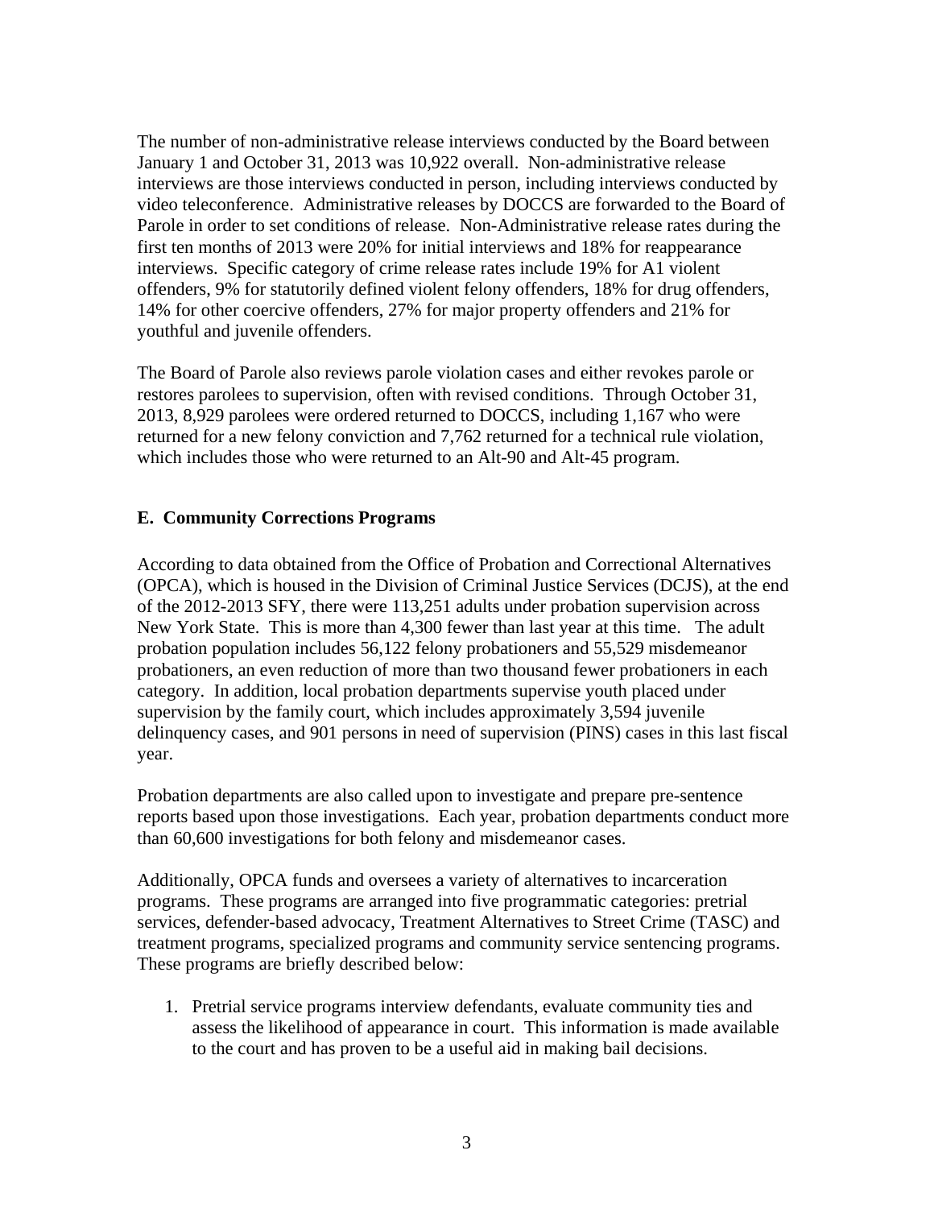The number of non-administrative release interviews conducted by the Board between January 1 and October 31, 2013 was 10,922 overall. Non-administrative release interviews are those interviews conducted in person, including interviews conducted by video teleconference. Administrative releases by DOCCS are forwarded to the Board of Parole in order to set conditions of release. Non-Administrative release rates during the first ten months of 2013 were 20% for initial interviews and 18% for reappearance interviews. Specific category of crime release rates include 19% for A1 violent offenders, 9% for statutorily defined violent felony offenders, 18% for drug offenders, 14% for other coercive offenders, 27% for major property offenders and 21% for youthful and juvenile offenders.

The Board of Parole also reviews parole violation cases and either revokes parole or restores parolees to supervision, often with revised conditions. Through October 31, 2013, 8,929 parolees were ordered returned to DOCCS, including 1,167 who were returned for a new felony conviction and 7,762 returned for a technical rule violation, which includes those who were returned to an Alt-90 and Alt-45 program.

## E. Community Corrections Programs

According to data obtained from the Office of Probation and Correctional Alternatives (OPCA), which is housed in the Division of Criminal Justice Services (DCJS), at the end of the 2012-2013 SFY, there were 113,251 adults under probation supervision across New York State. This is more than 4,300 fewer than last year at this time. The adult probation population includes 56,122 felony probationers and 55,529 misdemeanor probationers, an even reduction of more than two thousand fewer probationers in each category. In addition, local probation departments supervise youth placed under supervision by the family court, which includes approximately 3,594 juvenile delinquency cases, and 901 persons in need of supervision (PINS) cases in this last fiscal year.

Probation departments are also called upon to investigate and prepare pre-sentence reports based upon those investigations. Each year, probation departments conduct more than 60,600 investigations for both felony and misdemeanor cases.

Additionally, OPCA funds and oversees a variety of alternatives to incarceration programs. These programs are arranged into five programmatic categories: pretrial services, defender-based advocacy, Treatment Alternatives to Street Crime (TASC) and treatment programs, specialized programs and community service sentencing programs. These programs are briefly described below:

1. Pretrial service programs interview defendants, evaluate community ties and assess the likelihood of appearance in court. This information is made available to the court and has proven to be a useful aid in making bail decisions.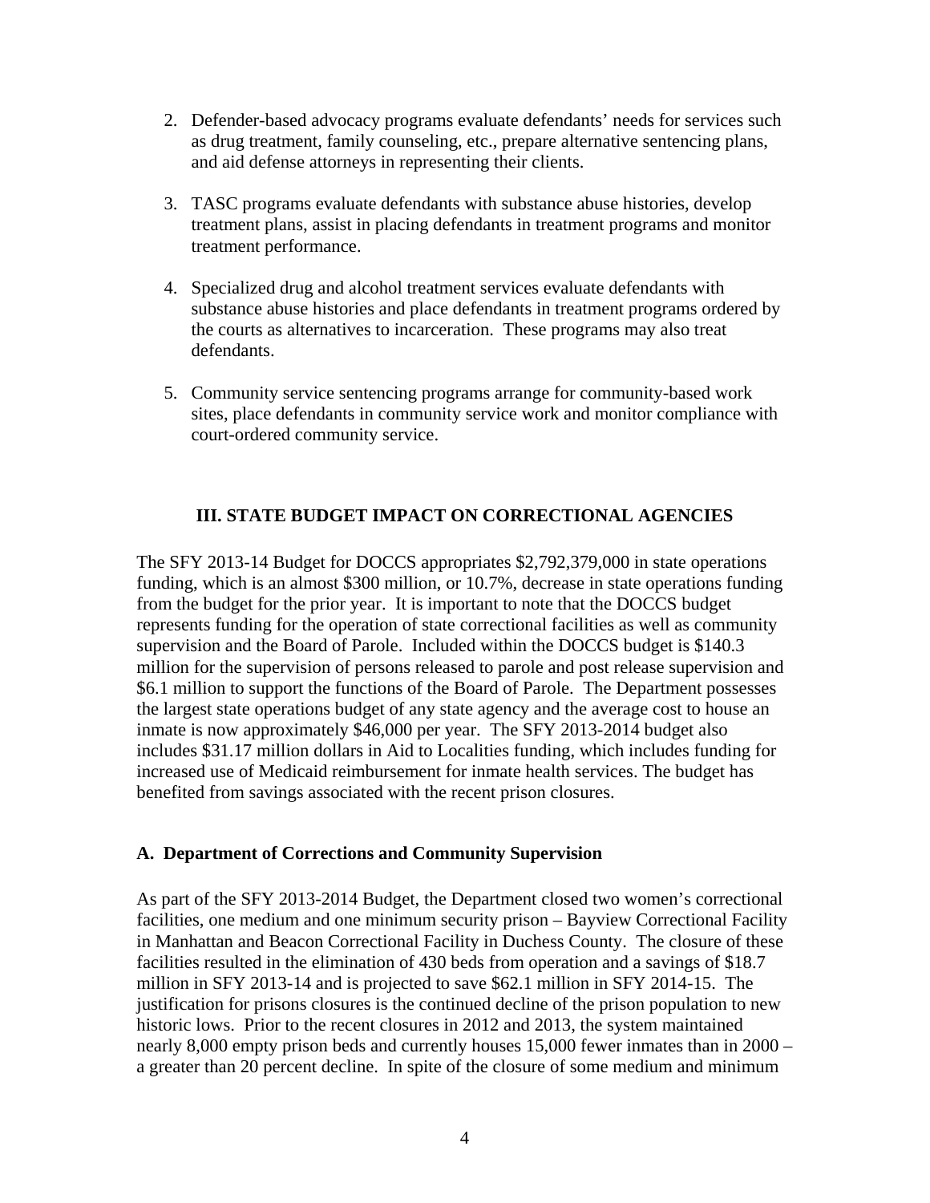2. Defender-based advocacy programs evaluate defendants' needs for services such as drug treatment, family counseling, etc., prepare alternative sentencing plans, and aid defense attorneys in representing their clients.

3. TASC programs evaluate defendants with substance abuse histories, develop treatment plans, assist in placing defendants in treatment programs and monitor treatment performance.

4. Specialized drug and alcohol treatment services evaluate defendants with substance abuse histories and place defendants in treatment programs ordered by the courts as alternatives to incarceration. These programs may also treat defendants.

5. Community service sentencing programs arrange for community-based work sites, place defendants in community service work and monitor compliance with court-ordered community service.

## III. STATE BUDGET IMPACT ON CORRECTIONAL AGENCIES

The SFY 2013-14 Budget for DOCCS appropriates $2,792,379,000 in state operations funding, which is an almost $300 million, or 10.7%, decrease in state operations funding from the budget for the prior year. It is important to note that the DOCCS budget represents funding for the operation of state correctional facilities as well as community supervision and the Board of Parole. Included within the DOCCS budget is $140.3 million for the supervision of persons released to parole and post release supervision and $6.1 million to support the functions of the Board of Parole. The Department possesses the largest state operations budget of any state agency and the average cost to house an inmate is now approximately $46,000 per year. The SFY 2013-2014 budget also includes $31.17 million dollars in Aid to Localities funding, which includes funding for increased use of Medicaid reimbursement for inmate health services. The budget has benefited from savings associated with the recent prison closures.

### A. Department of Corrections and Community Supervision

As part of the SFY 2013-2014 Budget, the Department closed two women's correctional facilities, one medium and one minimum security prison – Bayview Correctional Facility in Manhattan and Beacon Correctional Facility in Duchess County. The closure of these facilities resulted in the elimination of 430 beds from operation and a savings of $18.7 million in SFY 2013-14 and is projected to save $62.1 million in SFY 2014-15. The justification for prisons closures is the continued decline of the prison population to new historic lows. Prior to the recent closures in 2012 and 2013, the system maintained nearly 8,000 empty prison beds and currently houses 15,000 fewer inmates than in 2000 – a greater than 20 percent decline. In spite of the closure of some medium and minimum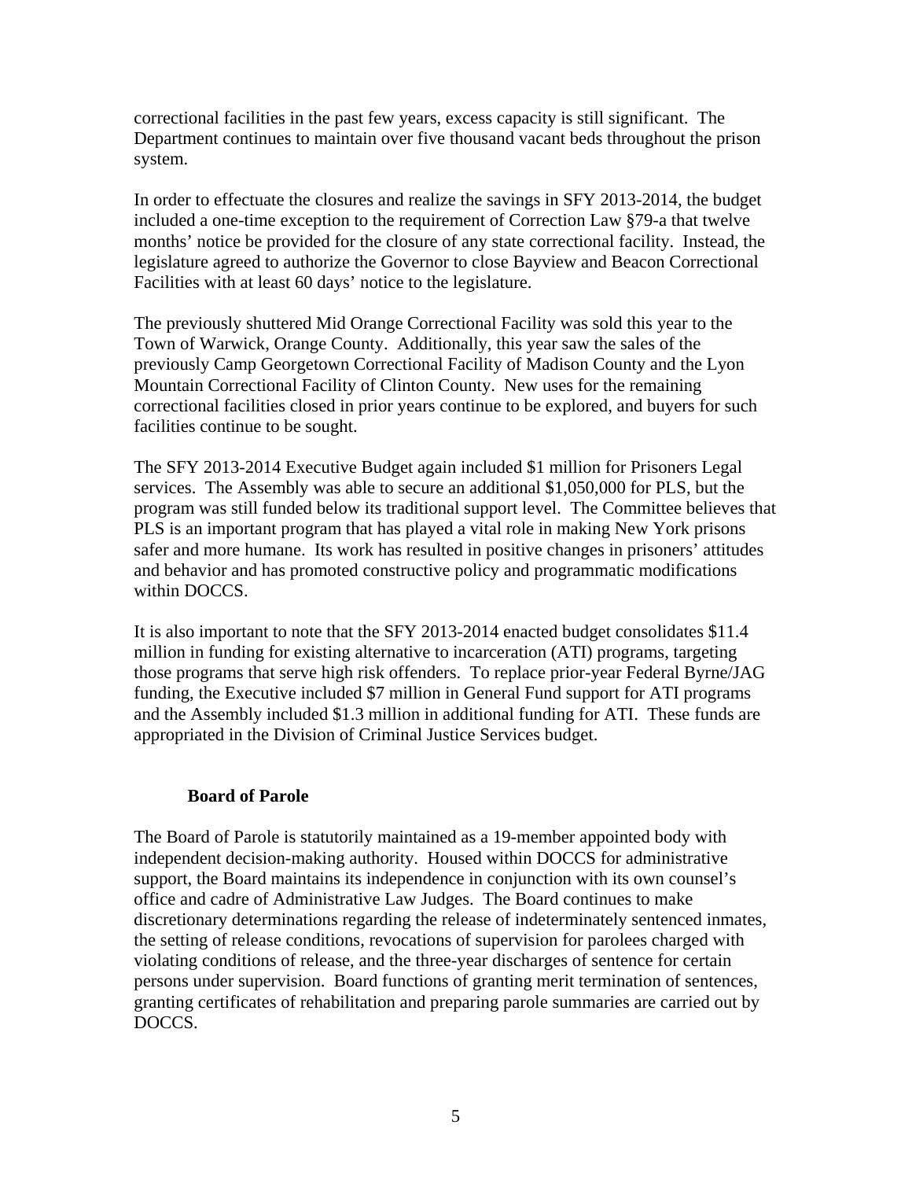correctional facilities in the past few years, excess capacity is still significant. The Department continues to maintain over five thousand vacant beds throughout the prison system.

In order to effectuate the closures and realize the savings in SFY 2013-2014, the budget included a one-time exception to the requirement of Correction Law §79-a that twelve months' notice be provided for the closure of any state correctional facility. Instead, the legislature agreed to authorize the Governor to close Bayview and Beacon Correctional Facilities with at least 60 days' notice to the legislature.

The previously shuttered Mid Orange Correctional Facility was sold this year to the Town of Warwick, Orange County. Additionally, this year saw the sales of the previously Camp Georgetown Correctional Facility of Madison County and the Lyon Mountain Correctional Facility of Clinton County. New uses for the remaining correctional facilities closed in prior years continue to be explored, and buyers for such facilities continue to be sought.

The SFY 2013-2014 Executive Budget again included $1 million for Prisoners Legal services. The Assembly was able to secure an additional $1,050,000 for PLS, but the program was still funded below its traditional support level. The Committee believes that PLS is an important program that has played a vital role in making New York prisons safer and more humane. Its work has resulted in positive changes in prisoners' attitudes and behavior and has promoted constructive policy and programmatic modifications within DOCCS.

It is also important to note that the SFY 2013-2014 enacted budget consolidates $11.4 million in funding for existing alternative to incarceration (ATI) programs, targeting those programs that serve high risk offenders. To replace prior-year Federal Byrne/JAG funding, the Executive included $7 million in General Fund support for ATI programs and the Assembly included $1.3 million in additional funding for ATI. These funds are appropriated in the Division of Criminal Justice Services budget.

### Board of Parole

The Board of Parole is statutorily maintained as a 19-member appointed body with independent decision-making authority. Housed within DOCCS for administrative support, the Board maintains its independence in conjunction with its own counsel's office and cadre of Administrative Law Judges. The Board continues to make discretionary determinations regarding the release of indeterminately sentenced inmates, the setting of release conditions, revocations of supervision for parolees charged with violating conditions of release, and the three-year discharges of sentence for certain persons under supervision. Board functions of granting merit termination of sentences, granting certificates of rehabilitation and preparing parole summaries are carried out by DOCCS.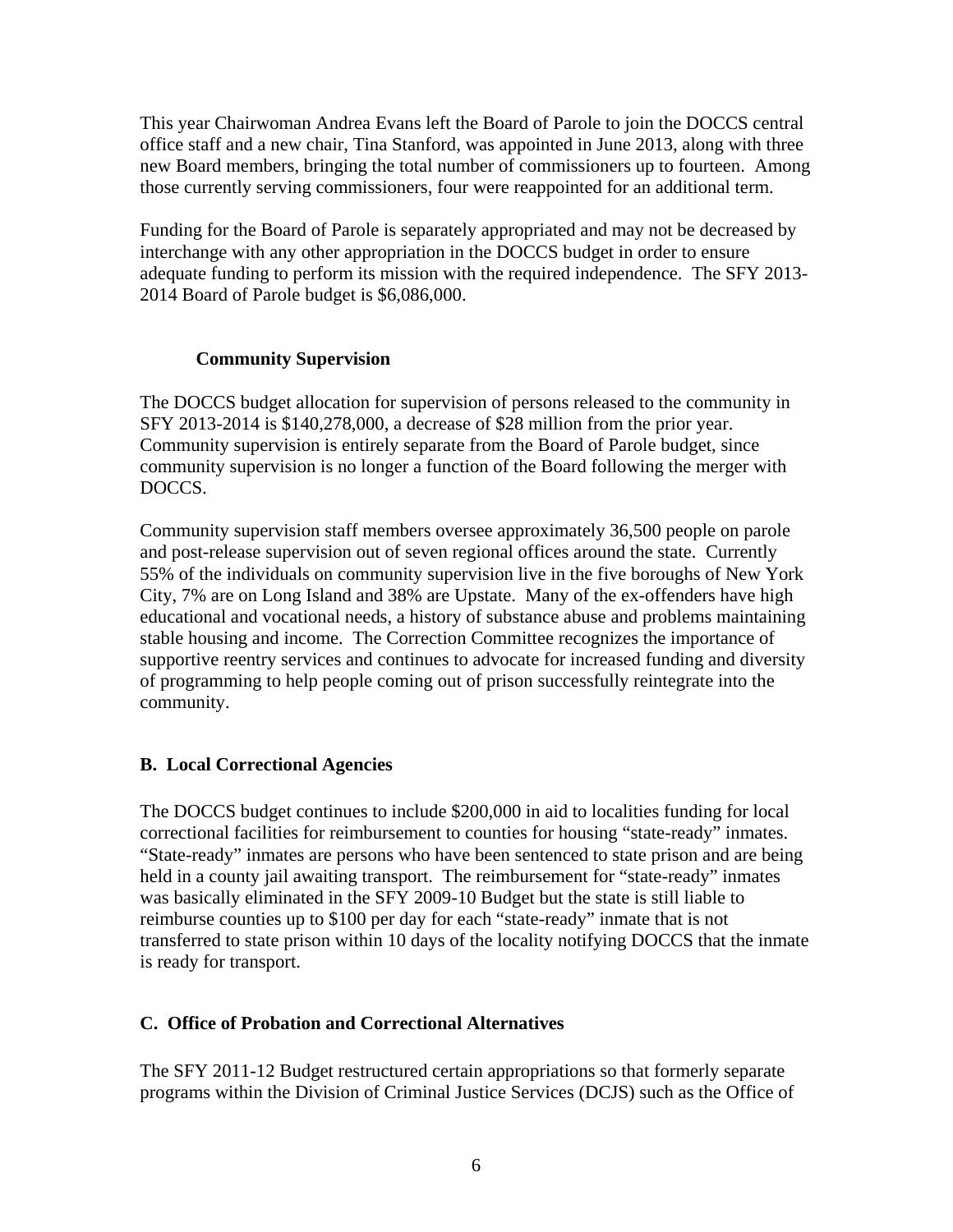This year Chairwoman Andrea Evans left the Board of Parole to join the DOCCS central office staff and a new chair, Tina Stanford, was appointed in June 2013, along with three new Board members, bringing the total number of commissioners up to fourteen. Among those currently serving commissioners, four were reappointed for an additional term.

Funding for the Board of Parole is separately appropriated and may not be decreased by interchange with any other appropriation in the DOCCS budget in order to ensure adequate funding to perform its mission with the required independence. The SFY 2013-2014 Board of Parole budget is $6,086,000.

### Community Supervision

The DOCCS budget allocation for supervision of persons released to the community in SFY 2013-2014 is $140,278,000, a decrease of $28 million from the prior year. Community supervision is entirely separate from the Board of Parole budget, since community supervision is no longer a function of the Board following the merger with DOCCS.

Community supervision staff members oversee approximately 36,500 people on parole and post-release supervision out of seven regional offices around the state. Currently 55% of the individuals on community supervision live in the five boroughs of New York City, 7% are on Long Island and 38% are Upstate. Many of the ex-offenders have high educational and vocational needs, a history of substance abuse and problems maintaining stable housing and income. The Correction Committee recognizes the importance of supportive reentry services and continues to advocate for increased funding and diversity of programming to help people coming out of prison successfully reintegrate into the community.

## B. Local Correctional Agencies

The DOCCS budget continues to include $200,000 in aid to localities funding for local correctional facilities for reimbursement to counties for housing "state-ready" inmates. "State-ready" inmates are persons who have been sentenced to state prison and are being held in a county jail awaiting transport. The reimbursement for "state-ready" inmates was basically eliminated in the SFY 2009-10 Budget but the state is still liable to reimburse counties up to $100 per day for each "state-ready" inmate that is not transferred to state prison within 10 days of the locality notifying DOCCS that the inmate is ready for transport.

## C. Office of Probation and Correctional Alternatives

The SFY 2011-12 Budget restructured certain appropriations so that formerly separate programs within the Division of Criminal Justice Services (DCJS) such as the Office of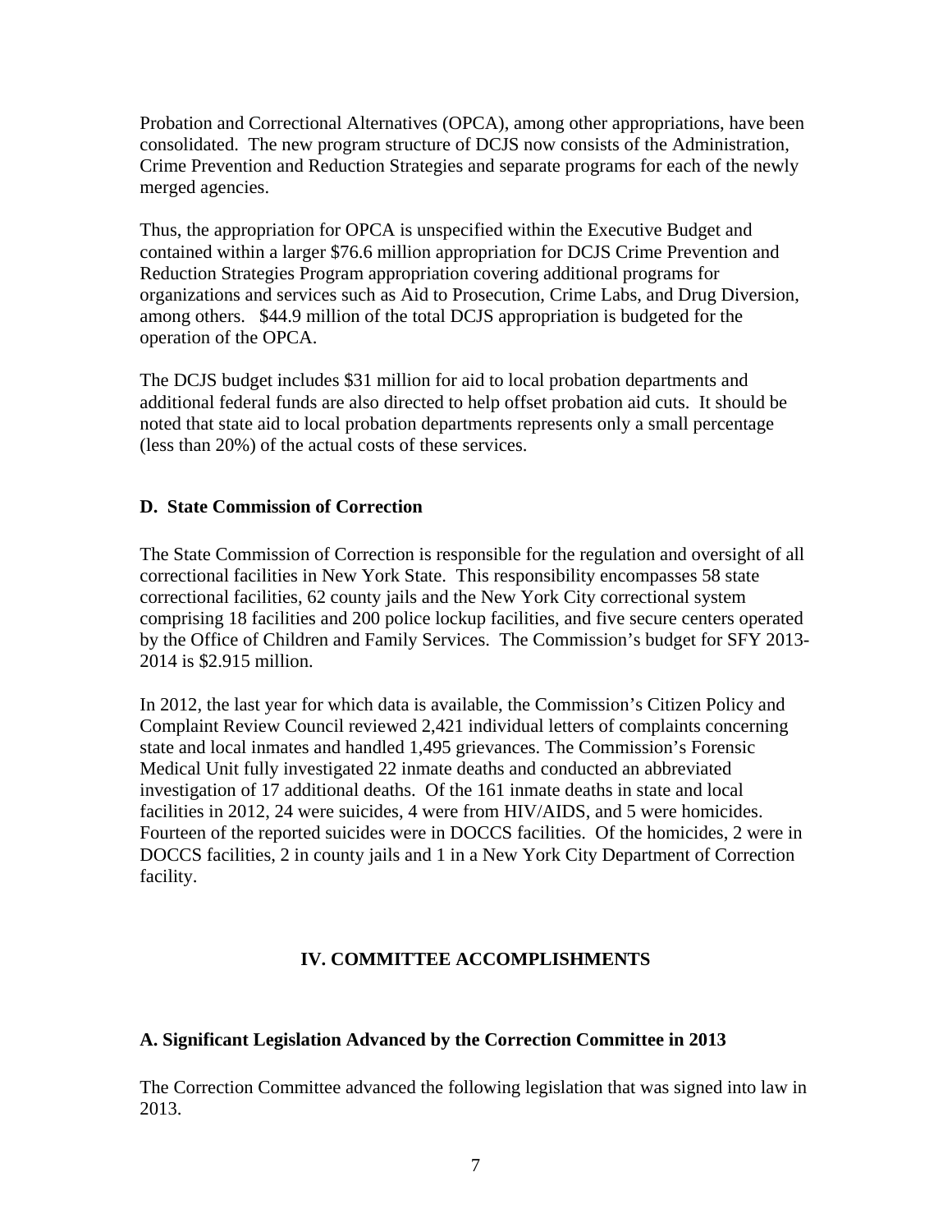Probation and Correctional Alternatives (OPCA), among other appropriations, have been consolidated. The new program structure of DCJS now consists of the Administration, Crime Prevention and Reduction Strategies and separate programs for each of the newly merged agencies.

Thus, the appropriation for OPCA is unspecified within the Executive Budget and contained within a larger $76.6 million appropriation for DCJS Crime Prevention and Reduction Strategies Program appropriation covering additional programs for organizations and services such as Aid to Prosecution, Crime Labs, and Drug Diversion, among others. $44.9 million of the total DCJS appropriation is budgeted for the operation of the OPCA.

The DCJS budget includes $31 million for aid to local probation departments and additional federal funds are also directed to help offset probation aid cuts. It should be noted that state aid to local probation departments represents only a small percentage (less than 20%) of the actual costs of these services.

### D. State Commission of Correction

The State Commission of Correction is responsible for the regulation and oversight of all correctional facilities in New York State. This responsibility encompasses 58 state correctional facilities, 62 county jails and the New York City correctional system comprising 18 facilities and 200 police lockup facilities, and five secure centers operated by the Office of Children and Family Services. The Commission's budget for SFY 2013-2014 is $2.915 million.

In 2012, the last year for which data is available, the Commission's Citizen Policy and Complaint Review Council reviewed 2,421 individual letters of complaints concerning state and local inmates and handled 1,495 grievances. The Commission's Forensic Medical Unit fully investigated 22 inmate deaths and conducted an abbreviated investigation of 17 additional deaths. Of the 161 inmate deaths in state and local facilities in 2012, 24 were suicides, 4 were from HIV/AIDS, and 5 were homicides. Fourteen of the reported suicides were in DOCCS facilities. Of the homicides, 2 were in DOCCS facilities, 2 in county jails and 1 in a New York City Department of Correction facility.

## IV. COMMITTEE ACCOMPLISHMENTS

### A. Significant Legislation Advanced by the Correction Committee in 2013

The Correction Committee advanced the following legislation that was signed into law in 2013.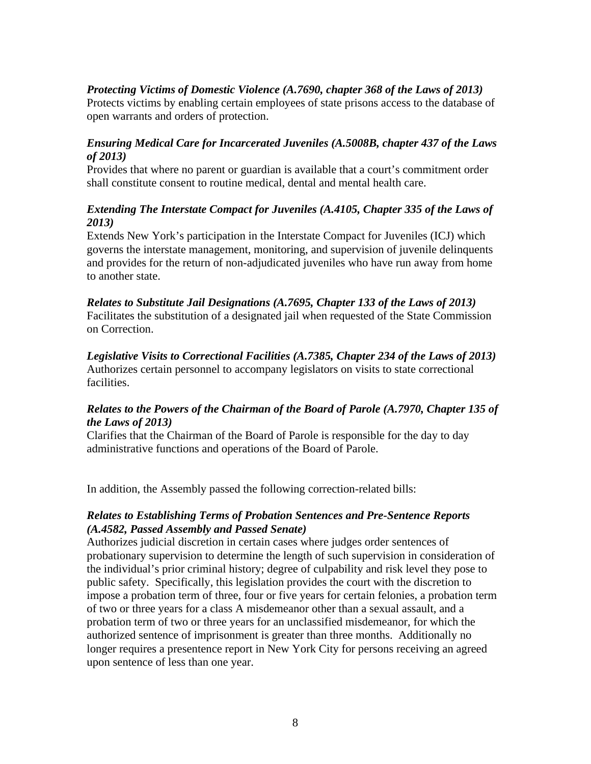***Protecting Victims of Domestic Violence (A.7690, chapter 368 of the Laws of 2013)***
Protects victims by enabling certain employees of state prisons access to the database of open warrants and orders of protection.

***Ensuring Medical Care for Incarcerated Juveniles (A.5008B, chapter 437 of the Laws of 2013)***
Provides that where no parent or guardian is available that a court's commitment order shall constitute consent to routine medical, dental and mental health care.

***Extending The Interstate Compact for Juveniles (A.4105, Chapter 335 of the Laws of 2013)***
Extends New York's participation in the Interstate Compact for Juveniles (ICJ) which governs the interstate management, monitoring, and supervision of juvenile delinquents and provides for the return of non-adjudicated juveniles who have run away from home to another state.

***Relates to Substitute Jail Designations (A.7695, Chapter 133 of the Laws of 2013)***
Facilitates the substitution of a designated jail when requested of the State Commission on Correction.

***Legislative Visits to Correctional Facilities (A.7385, Chapter 234 of the Laws of 2013)***
Authorizes certain personnel to accompany legislators on visits to state correctional facilities.

***Relates to the Powers of the Chairman of the Board of Parole (A.7970, Chapter 135 of the Laws of 2013)***
Clarifies that the Chairman of the Board of Parole is responsible for the day to day administrative functions and operations of the Board of Parole.

In addition, the Assembly passed the following correction-related bills:

***Relates to Establishing Terms of Probation Sentences and Pre-Sentence Reports (A.4582, Passed Assembly and Passed Senate)***
Authorizes judicial discretion in certain cases where judges order sentences of probationary supervision to determine the length of such supervision in consideration of the individual's prior criminal history; degree of culpability and risk level they pose to public safety. Specifically, this legislation provides the court with the discretion to impose a probation term of three, four or five years for certain felonies, a probation term of two or three years for a class A misdemeanor other than a sexual assault, and a probation term of two or three years for an unclassified misdemeanor, for which the authorized sentence of imprisonment is greater than three months. Additionally no longer requires a presentence report in New York City for persons receiving an agreed upon sentence of less than one year.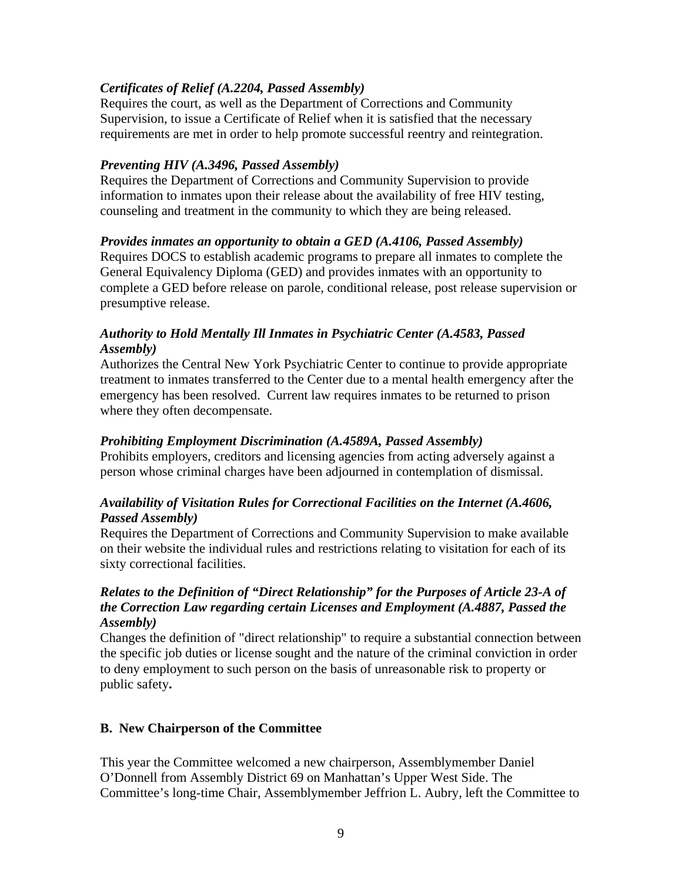***Certificates of Relief (A.2204, Passed Assembly)***
Requires the court, as well as the Department of Corrections and Community Supervision, to issue a Certificate of Relief when it is satisfied that the necessary requirements are met in order to help promote successful reentry and reintegration.

***Preventing HIV (A.3496, Passed Assembly)***
Requires the Department of Corrections and Community Supervision to provide information to inmates upon their release about the availability of free HIV testing, counseling and treatment in the community to which they are being released.

***Provides inmates an opportunity to obtain a GED (A.4106, Passed Assembly)***
Requires DOCS to establish academic programs to prepare all inmates to complete the General Equivalency Diploma (GED) and provides inmates with an opportunity to complete a GED before release on parole, conditional release, post release supervision or presumptive release.

***Authority to Hold Mentally Ill Inmates in Psychiatric Center (A.4583, Passed Assembly)***
Authorizes the Central New York Psychiatric Center to continue to provide appropriate treatment to inmates transferred to the Center due to a mental health emergency after the emergency has been resolved. Current law requires inmates to be returned to prison where they often decompensate.

***Prohibiting Employment Discrimination (A.4589A, Passed Assembly)***
Prohibits employers, creditors and licensing agencies from acting adversely against a person whose criminal charges have been adjourned in contemplation of dismissal.

***Availability of Visitation Rules for Correctional Facilities on the Internet (A.4606, Passed Assembly)***
Requires the Department of Corrections and Community Supervision to make available on their website the individual rules and restrictions relating to visitation for each of its sixty correctional facilities.

***Relates to the Definition of "Direct Relationship" for the Purposes of Article 23-A of the Correction Law regarding certain Licenses and Employment (A.4887, Passed the Assembly)***
Changes the definition of "direct relationship" to require a substantial connection between the specific job duties or license sought and the nature of the criminal conviction in order to deny employment to such person on the basis of unreasonable risk to property or public safety**.**

## B. New Chairperson of the Committee

This year the Committee welcomed a new chairperson, Assemblymember Daniel O'Donnell from Assembly District 69 on Manhattan's Upper West Side. The Committee's long-time Chair, Assemblymember Jeffrion L. Aubry, left the Committee to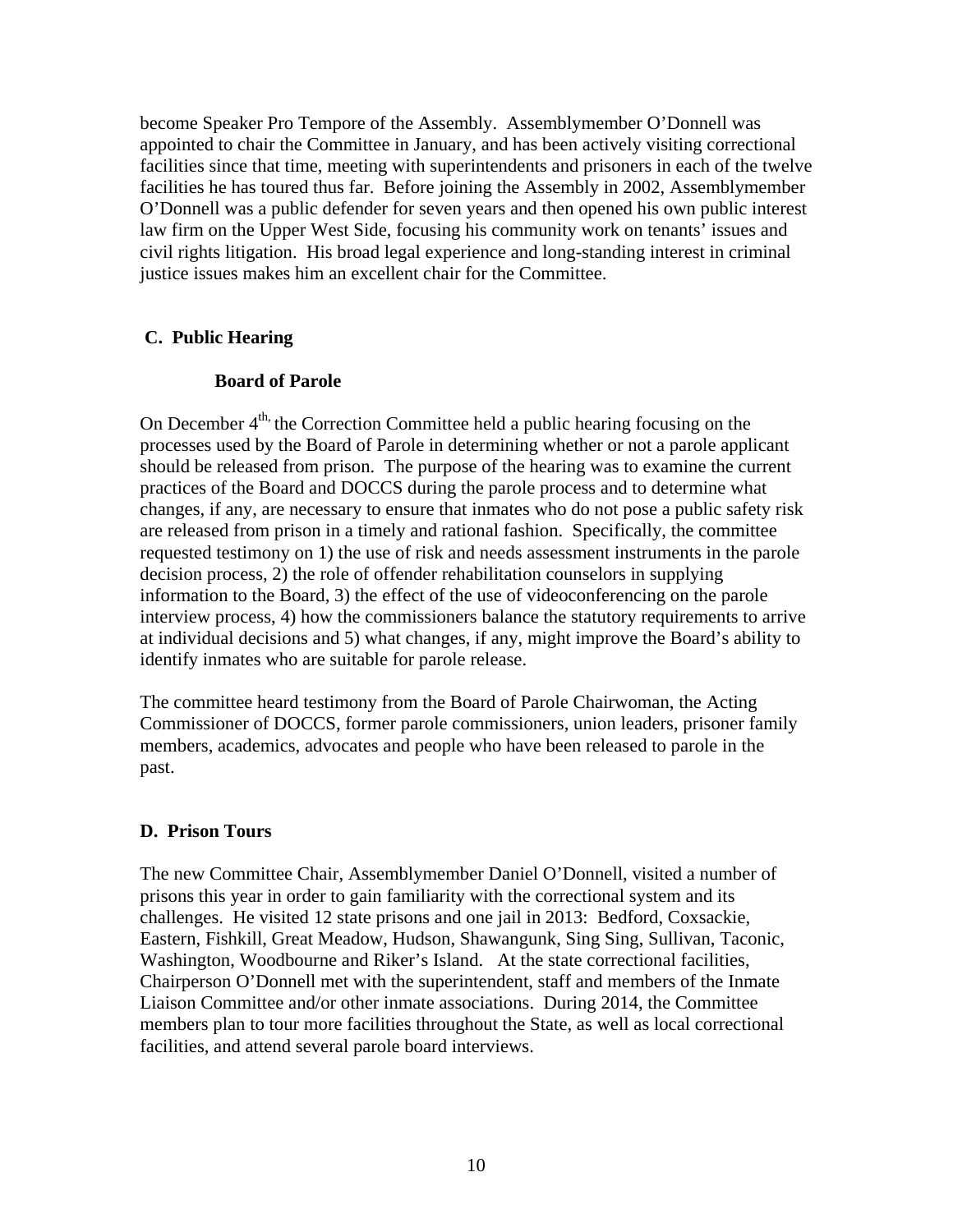become Speaker Pro Tempore of the Assembly. Assemblymember O'Donnell was appointed to chair the Committee in January, and has been actively visiting correctional facilities since that time, meeting with superintendents and prisoners in each of the twelve facilities he has toured thus far. Before joining the Assembly in 2002, Assemblymember O'Donnell was a public defender for seven years and then opened his own public interest law firm on the Upper West Side, focusing his community work on tenants' issues and civil rights litigation. His broad legal experience and long-standing interest in criminal justice issues makes him an excellent chair for the Committee.

## C. Public Hearing

### Board of Parole

On December 4th, the Correction Committee held a public hearing focusing on the processes used by the Board of Parole in determining whether or not a parole applicant should be released from prison. The purpose of the hearing was to examine the current practices of the Board and DOCCS during the parole process and to determine what changes, if any, are necessary to ensure that inmates who do not pose a public safety risk are released from prison in a timely and rational fashion. Specifically, the committee requested testimony on 1) the use of risk and needs assessment instruments in the parole decision process, 2) the role of offender rehabilitation counselors in supplying information to the Board, 3) the effect of the use of videoconferencing on the parole interview process, 4) how the commissioners balance the statutory requirements to arrive at individual decisions and 5) what changes, if any, might improve the Board's ability to identify inmates who are suitable for parole release.

The committee heard testimony from the Board of Parole Chairwoman, the Acting Commissioner of DOCCS, former parole commissioners, union leaders, prisoner family members, academics, advocates and people who have been released to parole in the past.

## D. Prison Tours

The new Committee Chair, Assemblymember Daniel O'Donnell, visited a number of prisons this year in order to gain familiarity with the correctional system and its challenges. He visited 12 state prisons and one jail in 2013: Bedford, Coxsackie, Eastern, Fishkill, Great Meadow, Hudson, Shawangunk, Sing Sing, Sullivan, Taconic, Washington, Woodbourne and Riker's Island. At the state correctional facilities, Chairperson O'Donnell met with the superintendent, staff and members of the Inmate Liaison Committee and/or other inmate associations. During 2014, the Committee members plan to tour more facilities throughout the State, as well as local correctional facilities, and attend several parole board interviews.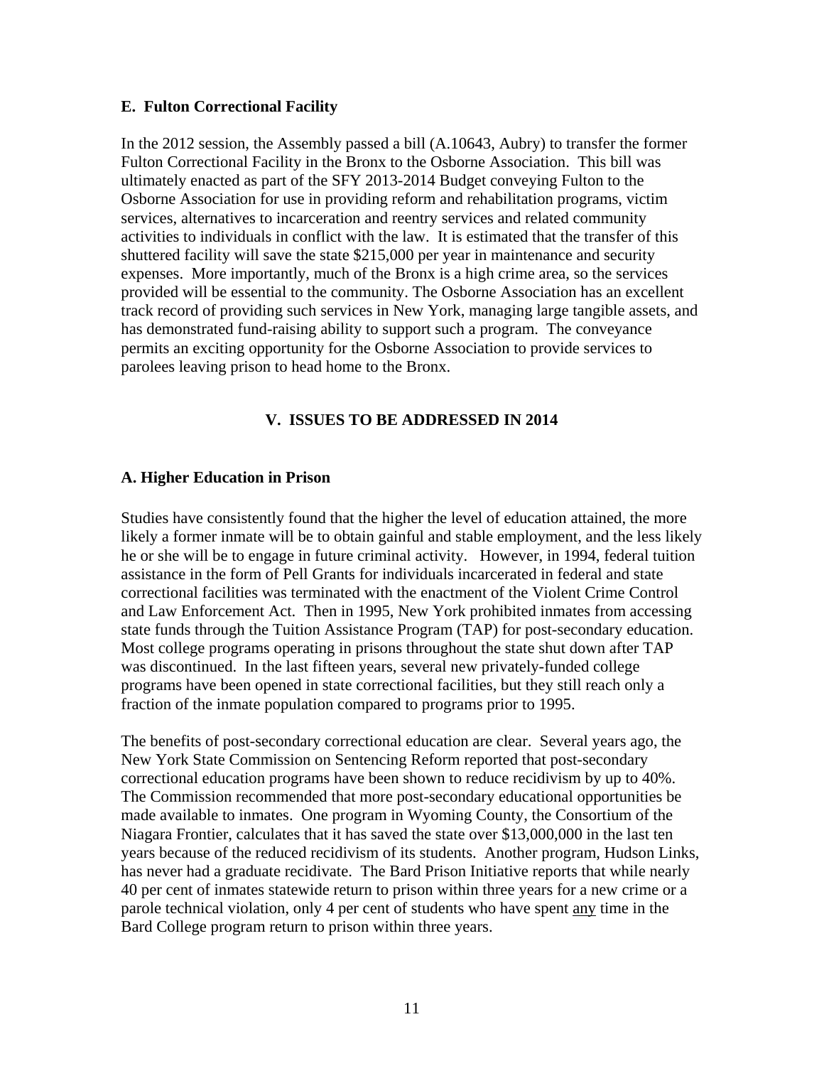### E. Fulton Correctional Facility

In the 2012 session, the Assembly passed a bill (A.10643, Aubry) to transfer the former Fulton Correctional Facility in the Bronx to the Osborne Association. This bill was ultimately enacted as part of the SFY 2013-2014 Budget conveying Fulton to the Osborne Association for use in providing reform and rehabilitation programs, victim services, alternatives to incarceration and reentry services and related community activities to individuals in conflict with the law. It is estimated that the transfer of this shuttered facility will save the state $215,000 per year in maintenance and security expenses. More importantly, much of the Bronx is a high crime area, so the services provided will be essential to the community. The Osborne Association has an excellent track record of providing such services in New York, managing large tangible assets, and has demonstrated fund-raising ability to support such a program. The conveyance permits an exciting opportunity for the Osborne Association to provide services to parolees leaving prison to head home to the Bronx.

## V. ISSUES TO BE ADDRESSED IN 2014

### A. Higher Education in Prison

Studies have consistently found that the higher the level of education attained, the more likely a former inmate will be to obtain gainful and stable employment, and the less likely he or she will be to engage in future criminal activity. However, in 1994, federal tuition assistance in the form of Pell Grants for individuals incarcerated in federal and state correctional facilities was terminated with the enactment of the Violent Crime Control and Law Enforcement Act. Then in 1995, New York prohibited inmates from accessing state funds through the Tuition Assistance Program (TAP) for post-secondary education. Most college programs operating in prisons throughout the state shut down after TAP was discontinued. In the last fifteen years, several new privately-funded college programs have been opened in state correctional facilities, but they still reach only a fraction of the inmate population compared to programs prior to 1995.

The benefits of post-secondary correctional education are clear. Several years ago, the New York State Commission on Sentencing Reform reported that post-secondary correctional education programs have been shown to reduce recidivism by up to 40%. The Commission recommended that more post-secondary educational opportunities be made available to inmates. One program in Wyoming County, the Consortium of the Niagara Frontier, calculates that it has saved the state over $13,000,000 in the last ten years because of the reduced recidivism of its students. Another program, Hudson Links, has never had a graduate recidivate. The Bard Prison Initiative reports that while nearly 40 per cent of inmates statewide return to prison within three years for a new crime or a parole technical violation, only 4 per cent of students who have spent <u>any</u> time in the Bard College program return to prison within three years.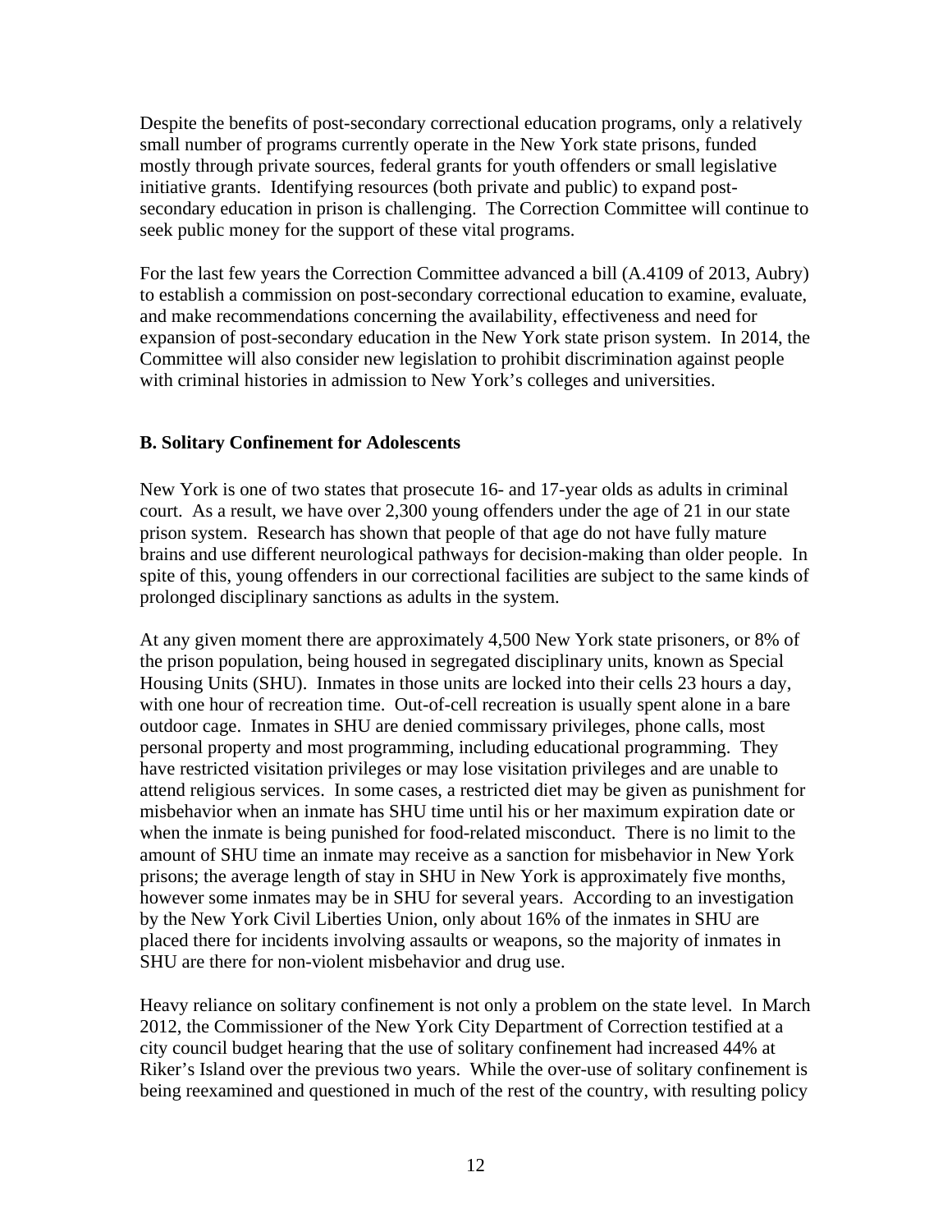Despite the benefits of post-secondary correctional education programs, only a relatively small number of programs currently operate in the New York state prisons, funded mostly through private sources, federal grants for youth offenders or small legislative initiative grants. Identifying resources (both private and public) to expand post-secondary education in prison is challenging. The Correction Committee will continue to seek public money for the support of these vital programs.

For the last few years the Correction Committee advanced a bill (A.4109 of 2013, Aubry) to establish a commission on post-secondary correctional education to examine, evaluate, and make recommendations concerning the availability, effectiveness and need for expansion of post-secondary education in the New York state prison system. In 2014, the Committee will also consider new legislation to prohibit discrimination against people with criminal histories in admission to New York's colleges and universities.

### B. Solitary Confinement for Adolescents

New York is one of two states that prosecute 16- and 17-year olds as adults in criminal court. As a result, we have over 2,300 young offenders under the age of 21 in our state prison system. Research has shown that people of that age do not have fully mature brains and use different neurological pathways for decision-making than older people. In spite of this, young offenders in our correctional facilities are subject to the same kinds of prolonged disciplinary sanctions as adults in the system.

At any given moment there are approximately 4,500 New York state prisoners, or 8% of the prison population, being housed in segregated disciplinary units, known as Special Housing Units (SHU). Inmates in those units are locked into their cells 23 hours a day, with one hour of recreation time. Out-of-cell recreation is usually spent alone in a bare outdoor cage. Inmates in SHU are denied commissary privileges, phone calls, most personal property and most programming, including educational programming. They have restricted visitation privileges or may lose visitation privileges and are unable to attend religious services. In some cases, a restricted diet may be given as punishment for misbehavior when an inmate has SHU time until his or her maximum expiration date or when the inmate is being punished for food-related misconduct. There is no limit to the amount of SHU time an inmate may receive as a sanction for misbehavior in New York prisons; the average length of stay in SHU in New York is approximately five months, however some inmates may be in SHU for several years. According to an investigation by the New York Civil Liberties Union, only about 16% of the inmates in SHU are placed there for incidents involving assaults or weapons, so the majority of inmates in SHU are there for non-violent misbehavior and drug use.

Heavy reliance on solitary confinement is not only a problem on the state level. In March 2012, the Commissioner of the New York City Department of Correction testified at a city council budget hearing that the use of solitary confinement had increased 44% at Riker's Island over the previous two years. While the over-use of solitary confinement is being reexamined and questioned in much of the rest of the country, with resulting policy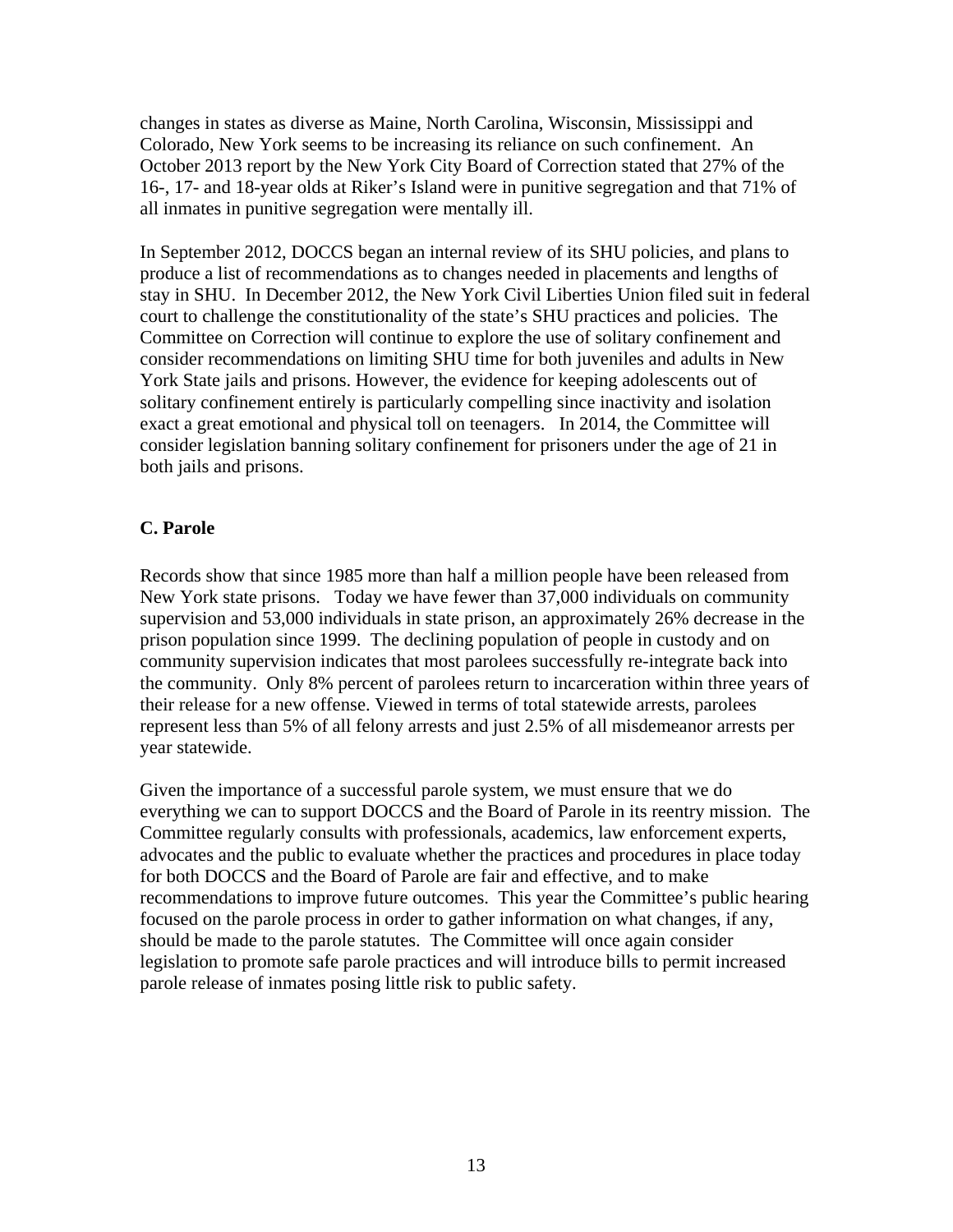changes in states as diverse as Maine, North Carolina, Wisconsin, Mississippi and Colorado, New York seems to be increasing its reliance on such confinement. An October 2013 report by the New York City Board of Correction stated that 27% of the 16-, 17- and 18-year olds at Riker's Island were in punitive segregation and that 71% of all inmates in punitive segregation were mentally ill.

In September 2012, DOCCS began an internal review of its SHU policies, and plans to produce a list of recommendations as to changes needed in placements and lengths of stay in SHU. In December 2012, the New York Civil Liberties Union filed suit in federal court to challenge the constitutionality of the state's SHU practices and policies. The Committee on Correction will continue to explore the use of solitary confinement and consider recommendations on limiting SHU time for both juveniles and adults in New York State jails and prisons. However, the evidence for keeping adolescents out of solitary confinement entirely is particularly compelling since inactivity and isolation exact a great emotional and physical toll on teenagers. In 2014, the Committee will consider legislation banning solitary confinement for prisoners under the age of 21 in both jails and prisons.

### C. Parole

Records show that since 1985 more than half a million people have been released from New York state prisons. Today we have fewer than 37,000 individuals on community supervision and 53,000 individuals in state prison, an approximately 26% decrease in the prison population since 1999. The declining population of people in custody and on community supervision indicates that most parolees successfully re-integrate back into the community. Only 8% percent of parolees return to incarceration within three years of their release for a new offense. Viewed in terms of total statewide arrests, parolees represent less than 5% of all felony arrests and just 2.5% of all misdemeanor arrests per year statewide.

Given the importance of a successful parole system, we must ensure that we do everything we can to support DOCCS and the Board of Parole in its reentry mission. The Committee regularly consults with professionals, academics, law enforcement experts, advocates and the public to evaluate whether the practices and procedures in place today for both DOCCS and the Board of Parole are fair and effective, and to make recommendations to improve future outcomes. This year the Committee's public hearing focused on the parole process in order to gather information on what changes, if any, should be made to the parole statutes. The Committee will once again consider legislation to promote safe parole practices and will introduce bills to permit increased parole release of inmates posing little risk to public safety.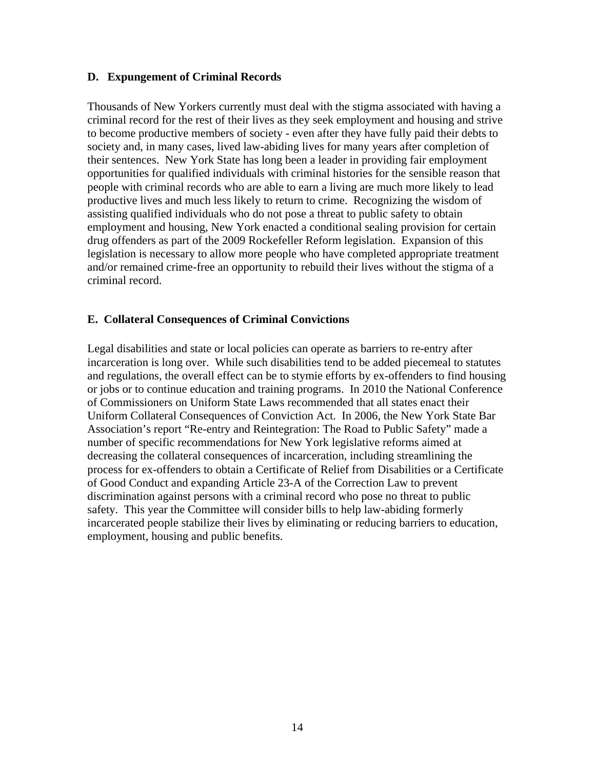### D. Expungement of Criminal Records

Thousands of New Yorkers currently must deal with the stigma associated with having a criminal record for the rest of their lives as they seek employment and housing and strive to become productive members of society - even after they have fully paid their debts to society and, in many cases, lived law-abiding lives for many years after completion of their sentences. New York State has long been a leader in providing fair employment opportunities for qualified individuals with criminal histories for the sensible reason that people with criminal records who are able to earn a living are much more likely to lead productive lives and much less likely to return to crime. Recognizing the wisdom of assisting qualified individuals who do not pose a threat to public safety to obtain employment and housing, New York enacted a conditional sealing provision for certain drug offenders as part of the 2009 Rockefeller Reform legislation. Expansion of this legislation is necessary to allow more people who have completed appropriate treatment and/or remained crime-free an opportunity to rebuild their lives without the stigma of a criminal record.

### E. Collateral Consequences of Criminal Convictions

Legal disabilities and state or local policies can operate as barriers to re-entry after incarceration is long over. While such disabilities tend to be added piecemeal to statutes and regulations, the overall effect can be to stymie efforts by ex-offenders to find housing or jobs or to continue education and training programs. In 2010 the National Conference of Commissioners on Uniform State Laws recommended that all states enact their Uniform Collateral Consequences of Conviction Act. In 2006, the New York State Bar Association's report "Re-entry and Reintegration: The Road to Public Safety" made a number of specific recommendations for New York legislative reforms aimed at decreasing the collateral consequences of incarceration, including streamlining the process for ex-offenders to obtain a Certificate of Relief from Disabilities or a Certificate of Good Conduct and expanding Article 23-A of the Correction Law to prevent discrimination against persons with a criminal record who pose no threat to public safety. This year the Committee will consider bills to help law-abiding formerly incarcerated people stabilize their lives by eliminating or reducing barriers to education, employment, housing and public benefits.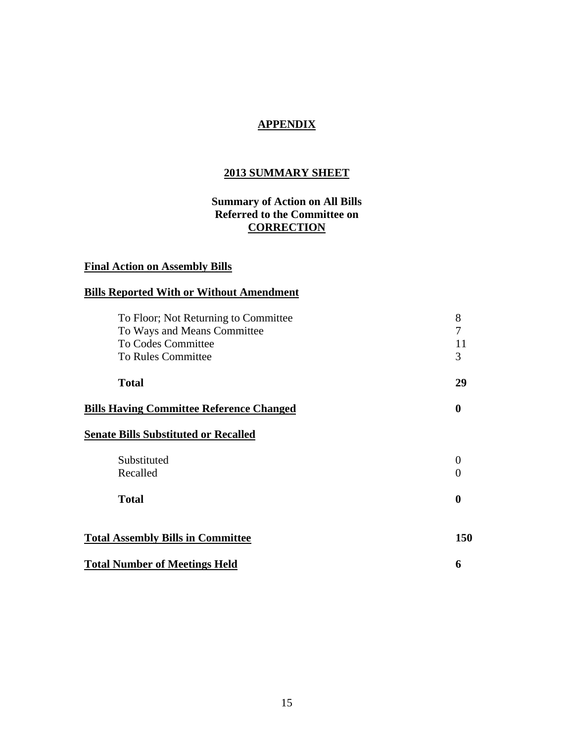# APPENDIX

## 2013 SUMMARY SHEET

### Summary of Action on All Bills Referred to the Committee on CORRECTION

**Final Action on Assembly Bills**

**Bills Reported With or Without Amendment**

| | |
|---|---|
| To Floor; Not Returning to Committee | 8 |
| To Ways and Means Committee | 7 |
| To Codes Committee | 11 |
| To Rules Committee | 3 |
| **Total** | **29** |

| | |
|---|---|
| **Bills Having Committee Reference Changed** | **0** |

**Senate Bills Substituted or Recalled**

| | |
|---|---|
| Substituted | 0 |
| Recalled | 0 |
| **Total** | **0** |

| | |
|---|---|
| **Total Assembly Bills in Committee** | **150** |
| **Total Number of Meetings Held** | **6** |